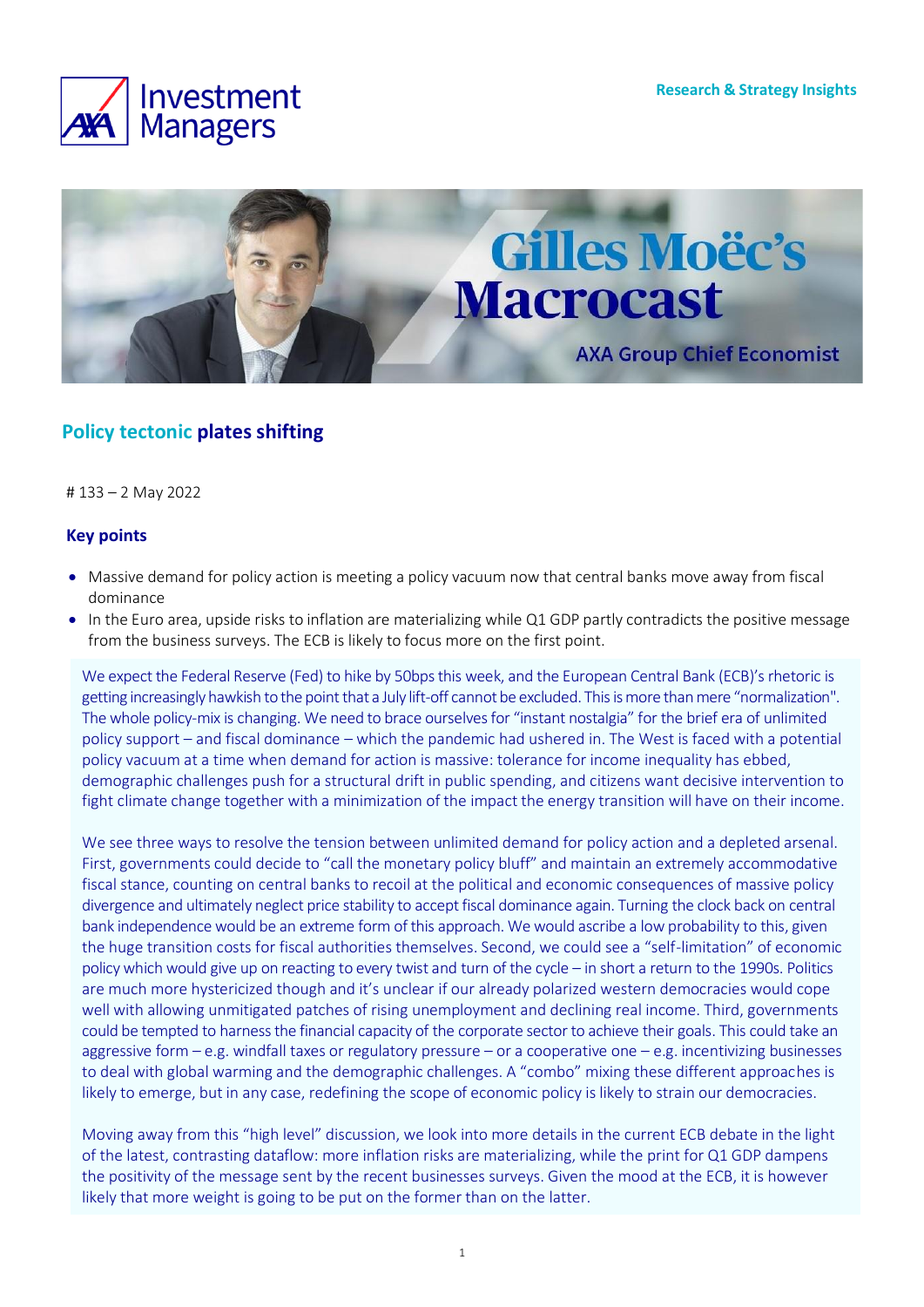Research & Strategy Insights

# Gilles Moëc's Macrocast

AXA Group Chief Economist

## Policy tectonic plates shifting

# 133 – 2 May 2022

### Key points

- Massive demand for policy action is meeting a policy vacuum now that central banks move away from fiscal dominance
- In the Euro area, upside risks to inflation are materializing while Q1 GDP partly contradicts the positive message from the business surveys. The ECB is likely to focus more on the first point.

We expect the Federal Reserve (Fed) to hike by 50bps this week, and the European Central Bank (ECB)'s rhetoric is getting increasingly hawkish to the point that a July lift-off cannot be excluded. This is more than mere "normalization". The whole policy-mix is changing. We need to brace ourselves for "instant nostalgia" for the brief era of unlimited policy support – and fiscal dominance – which the pandemic had ushered in. The West is faced with a potential policy vacuum at a time when demand for action is massive: tolerance for income inequality has ebbed, demographic challenges push for a structural drift in public spending, and citizens want decisive intervention to fight climate change together with a minimization of the impact the energy transition will have on their income.

We see three ways to resolve the tension between unlimited demand for policy action and a depleted arsenal. First, governments could decide to "call the monetary policy bluff" and maintain an extremely accommodative fiscal stance, counting on central banks to recoil at the political and economic consequences of massive policy divergence and ultimately neglect price stability to accept fiscal dominance again. Turning the clock back on central bank independence would be an extreme form of this approach. We would ascribe a low probability to this, given the huge transition costs for fiscal authorities themselves. Second, we could see a "self-limitation" of economic policy which would give up on reacting to every twist and turn of the cycle – in short a return to the 1990s. Politics are much more hystericized though and it's unclear if our already polarized western democracies would cope well with allowing unmitigated patches of rising unemployment and declining real income. Third, governments could be tempted to harness the financial capacity of the corporate sector to achieve their goals. This could take an aggressive form – e.g. windfall taxes or regulatory pressure – or a cooperative one – e.g. incentivizing businesses to deal with global warming and the demographic challenges. A "combo" mixing these different approaches is likely to emerge, but in any case, redefining the scope of economic policy is likely to strain our democracies.

Moving away from this "high level" discussion, we look into more details in the current ECB debate in the light of the latest, contrasting dataflow: more inflation risks are materializing, while the print for Q1 GDP dampens the positivity of the message sent by the recent businesses surveys. Given the mood at the ECB, it is however likely that more weight is going to be put on the former than on the latter.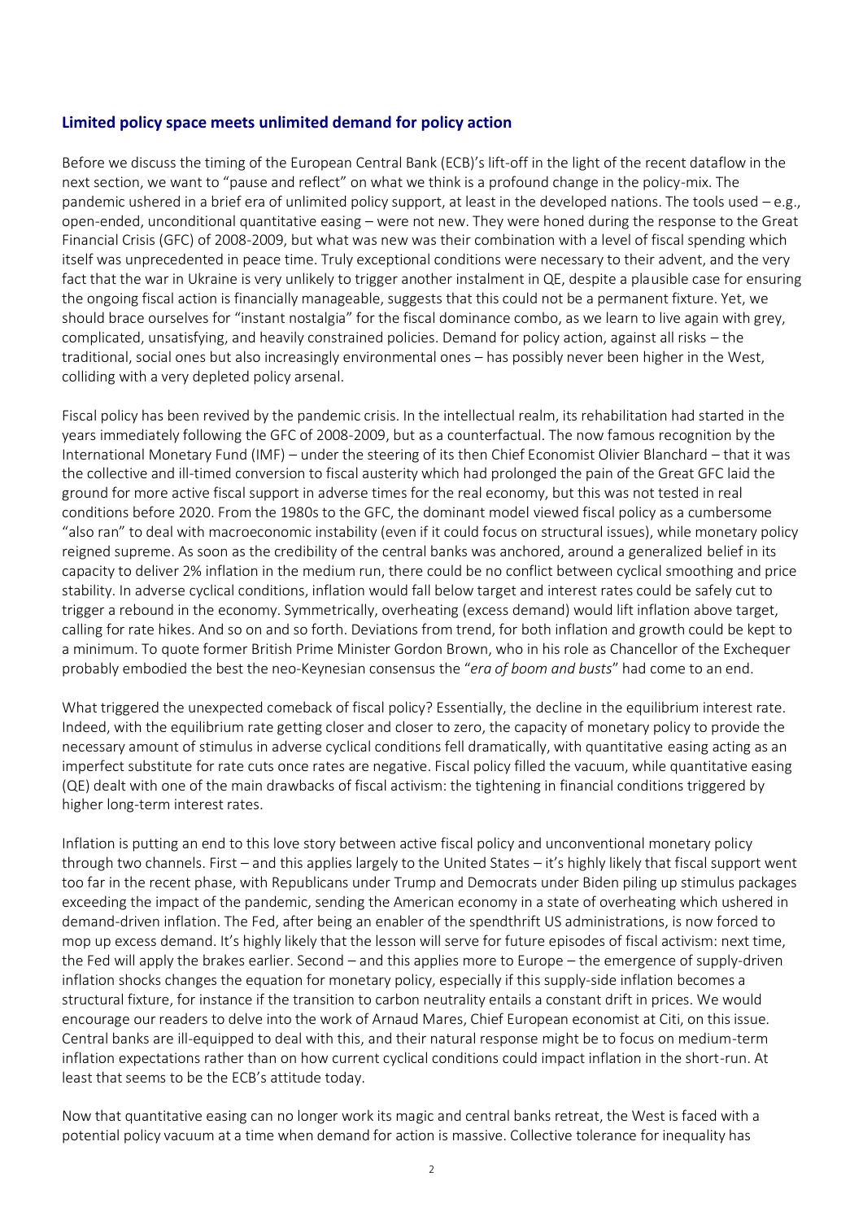## Limited policy space meets unlimited demand for policy action

Before we discuss the timing of the European Central Bank (ECB)'s lift-off in the light of the recent dataflow in the next section, we want to "pause and reflect" on what we think is a profound change in the policy-mix. The pandemic ushered in a brief era of unlimited policy support, at least in the developed nations. The tools used – e.g., open-ended, unconditional quantitative easing – were not new. They were honed during the response to the Great Financial Crisis (GFC) of 2008-2009, but what was new was their combination with a level of fiscal spending which itself was unprecedented in peace time. Truly exceptional conditions were necessary to their advent, and the very fact that the war in Ukraine is very unlikely to trigger another instalment in QE, despite a plausible case for ensuring the ongoing fiscal action is financially manageable, suggests that this could not be a permanent fixture. Yet, we should brace ourselves for "instant nostalgia" for the fiscal dominance combo, as we learn to live again with grey, complicated, unsatisfying, and heavily constrained policies. Demand for policy action, against all risks – the traditional, social ones but also increasingly environmental ones – has possibly never been higher in the West, colliding with a very depleted policy arsenal.

Fiscal policy has been revived by the pandemic crisis. In the intellectual realm, its rehabilitation had started in the years immediately following the GFC of 2008-2009, but as a counterfactual. The now famous recognition by the International Monetary Fund (IMF) – under the steering of its then Chief Economist Olivier Blanchard – that it was the collective and ill-timed conversion to fiscal austerity which had prolonged the pain of the Great GFC laid the ground for more active fiscal support in adverse times for the real economy, but this was not tested in real conditions before 2020. From the 1980s to the GFC, the dominant model viewed fiscal policy as a cumbersome "also ran" to deal with macroeconomic instability (even if it could focus on structural issues), while monetary policy reigned supreme. As soon as the credibility of the central banks was anchored, around a generalized belief in its capacity to deliver 2% inflation in the medium run, there could be no conflict between cyclical smoothing and price stability. In adverse cyclical conditions, inflation would fall below target and interest rates could be safely cut to trigger a rebound in the economy. Symmetrically, overheating (excess demand) would lift inflation above target, calling for rate hikes. And so on and so forth. Deviations from trend, for both inflation and growth could be kept to a minimum. To quote former British Prime Minister Gordon Brown, who in his role as Chancellor of the Exchequer probably embodied the best the neo-Keynesian consensus the "*era of boom and busts*" had come to an end.

What triggered the unexpected comeback of fiscal policy? Essentially, the decline in the equilibrium interest rate. Indeed, with the equilibrium rate getting closer and closer to zero, the capacity of monetary policy to provide the necessary amount of stimulus in adverse cyclical conditions fell dramatically, with quantitative easing acting as an imperfect substitute for rate cuts once rates are negative. Fiscal policy filled the vacuum, while quantitative easing (QE) dealt with one of the main drawbacks of fiscal activism: the tightening in financial conditions triggered by higher long-term interest rates.

Inflation is putting an end to this love story between active fiscal policy and unconventional monetary policy through two channels. First – and this applies largely to the United States – it's highly likely that fiscal support went too far in the recent phase, with Republicans under Trump and Democrats under Biden piling up stimulus packages exceeding the impact of the pandemic, sending the American economy in a state of overheating which ushered in demand-driven inflation. The Fed, after being an enabler of the spendthrift US administrations, is now forced to mop up excess demand. It's highly likely that the lesson will serve for future episodes of fiscal activism: next time, the Fed will apply the brakes earlier. Second – and this applies more to Europe – the emergence of supply-driven inflation shocks changes the equation for monetary policy, especially if this supply-side inflation becomes a structural fixture, for instance if the transition to carbon neutrality entails a constant drift in prices. We would encourage our readers to delve into the work of Arnaud Mares, Chief European economist at Citi, on this issue. Central banks are ill-equipped to deal with this, and their natural response might be to focus on medium-term inflation expectations rather than on how current cyclical conditions could impact inflation in the short-run. At least that seems to be the ECB's attitude today.

Now that quantitative easing can no longer work its magic and central banks retreat, the West is faced with a potential policy vacuum at a time when demand for action is massive. Collective tolerance for inequality has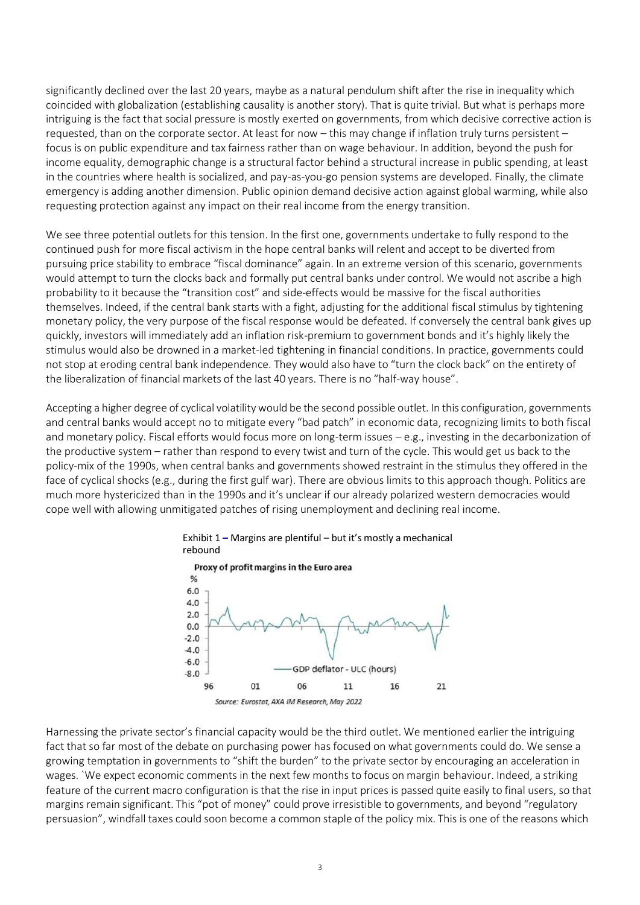significantly declined over the last 20 years, maybe as a natural pendulum shift after the rise in inequality which coincided with globalization (establishing causality is another story). That is quite trivial. But what is perhaps more intriguing is the fact that social pressure is mostly exerted on governments, from which decisive corrective action is requested, than on the corporate sector. At least for now – this may change if inflation truly turns persistent – focus is on public expenditure and tax fairness rather than on wage behaviour. In addition, beyond the push for income equality, demographic change is a structural factor behind a structural increase in public spending, at least in the countries where health is socialized, and pay-as-you-go pension systems are developed. Finally, the climate emergency is adding another dimension. Public opinion demand decisive action against global warming, while also requesting protection against any impact on their real income from the energy transition.

We see three potential outlets for this tension. In the first one, governments undertake to fully respond to the continued push for more fiscal activism in the hope central banks will relent and accept to be diverted from pursuing price stability to embrace "fiscal dominance" again. In an extreme version of this scenario, governments would attempt to turn the clocks back and formally put central banks under control. We would not ascribe a high probability to it because the "transition cost" and side-effects would be massive for the fiscal authorities themselves. Indeed, if the central bank starts with a fight, adjusting for the additional fiscal stimulus by tightening monetary policy, the very purpose of the fiscal response would be defeated. If conversely the central bank gives up quickly, investors will immediately add an inflation risk-premium to government bonds and it's highly likely the stimulus would also be drowned in a market-led tightening in financial conditions. In practice, governments could not stop at eroding central bank independence. They would also have to "turn the clock back" on the entirety of the liberalization of financial markets of the last 40 years. There is no "half-way house".

Accepting a higher degree of cyclical volatility would be the second possible outlet. In this configuration, governments and central banks would accept no to mitigate every "bad patch" in economic data, recognizing limits to both fiscal and monetary policy. Fiscal efforts would focus more on long-term issues – e.g., investing in the decarbonization of the productive system – rather than respond to every twist and turn of the cycle. This would get us back to the policy-mix of the 1990s, when central banks and governments showed restraint in the stimulus they offered in the face of cyclical shocks (e.g., during the first gulf war). There are obvious limits to this approach though. Politics are much more hystericized than in the 1990s and it's unclear if our already polarized western democracies would cope well with allowing unmitigated patches of rising unemployment and declining real income.

Exhibit 1 – Margins are plentiful – but it's mostly a mechanical rebound

Source: Eurostat, AXA IM Research, May 2022

Harnessing the private sector's financial capacity would be the third outlet. We mentioned earlier the intriguing fact that so far most of the debate on purchasing power has focused on what governments could do. We sense a growing temptation in governments to "shift the burden" to the private sector by encouraging an acceleration in wages. `We expect economic comments in the next few months to focus on margin behaviour. Indeed, a striking feature of the current macro configuration is that the rise in input prices is passed quite easily to final users, so that margins remain significant. This "pot of money" could prove irresistible to governments, and beyond "regulatory persuasion", windfall taxes could soon become a common staple of the policy mix. This is one of the reasons which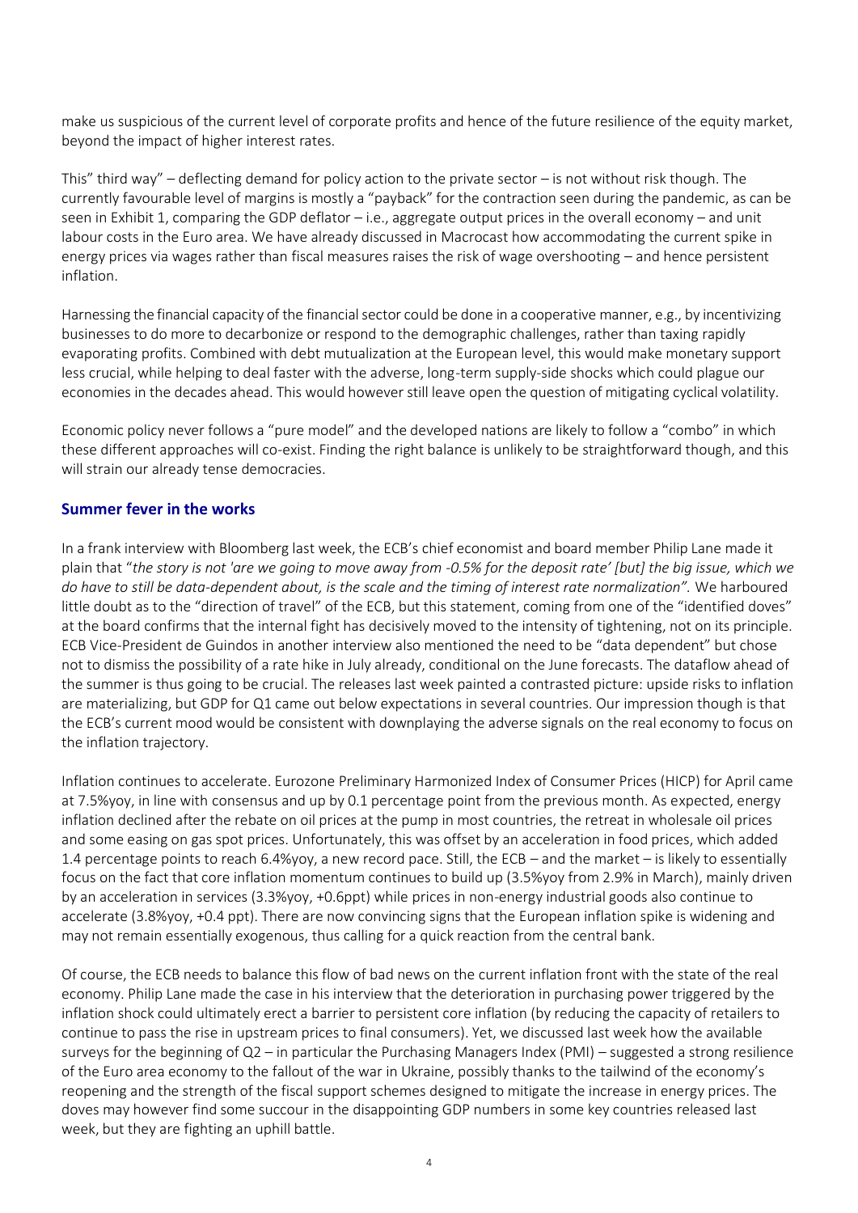make us suspicious of the current level of corporate profits and hence of the future resilience of the equity market, beyond the impact of higher interest rates.

This" third way" – deflecting demand for policy action to the private sector – is not without risk though. The currently favourable level of margins is mostly a "payback" for the contraction seen during the pandemic, as can be seen in Exhibit 1, comparing the GDP deflator – i.e., aggregate output prices in the overall economy – and unit labour costs in the Euro area. We have already discussed in Macrocast how accommodating the current spike in energy prices via wages rather than fiscal measures raises the risk of wage overshooting – and hence persistent inflation.

Harnessing the financial capacity of the financial sector could be done in a cooperative manner, e.g., by incentivizing businesses to do more to decarbonize or respond to the demographic challenges, rather than taxing rapidly evaporating profits. Combined with debt mutualization at the European level, this would make monetary support less crucial, while helping to deal faster with the adverse, long-term supply-side shocks which could plague our economies in the decades ahead. This would however still leave open the question of mitigating cyclical volatility.

Economic policy never follows a "pure model" and the developed nations are likely to follow a "combo" in which these different approaches will co-exist. Finding the right balance is unlikely to be straightforward though, and this will strain our already tense democracies.

## Summer fever in the works

In a frank interview with Bloomberg last week, the ECB's chief economist and board member Philip Lane made it plain that "*the story is not 'are we going to move away from -0.5% for the deposit rate' [but] the big issue, which we do have to still be data-dependent about, is the scale and the timing of interest rate normalization".* We harboured little doubt as to the "direction of travel" of the ECB, but this statement, coming from one of the "identified doves" at the board confirms that the internal fight has decisively moved to the intensity of tightening, not on its principle. ECB Vice-President de Guindos in another interview also mentioned the need to be "data dependent" but chose not to dismiss the possibility of a rate hike in July already, conditional on the June forecasts. The dataflow ahead of the summer is thus going to be crucial. The releases last week painted a contrasted picture: upside risks to inflation are materializing, but GDP for Q1 came out below expectations in several countries. Our impression though is that the ECB's current mood would be consistent with downplaying the adverse signals on the real economy to focus on the inflation trajectory.

Inflation continues to accelerate. Eurozone Preliminary Harmonized Index of Consumer Prices (HICP) for April came at 7.5%yoy, in line with consensus and up by 0.1 percentage point from the previous month. As expected, energy inflation declined after the rebate on oil prices at the pump in most countries, the retreat in wholesale oil prices and some easing on gas spot prices. Unfortunately, this was offset by an acceleration in food prices, which added 1.4 percentage points to reach 6.4%yoy, a new record pace. Still, the ECB – and the market – is likely to essentially focus on the fact that core inflation momentum continues to build up (3.5%yoy from 2.9% in March), mainly driven by an acceleration in services (3.3%yoy, +0.6ppt) while prices in non-energy industrial goods also continue to accelerate (3.8%yoy, +0.4 ppt). There are now convincing signs that the European inflation spike is widening and may not remain essentially exogenous, thus calling for a quick reaction from the central bank.

Of course, the ECB needs to balance this flow of bad news on the current inflation front with the state of the real economy. Philip Lane made the case in his interview that the deterioration in purchasing power triggered by the inflation shock could ultimately erect a barrier to persistent core inflation (by reducing the capacity of retailers to continue to pass the rise in upstream prices to final consumers). Yet, we discussed last week how the available surveys for the beginning of Q2 – in particular the Purchasing Managers Index (PMI) – suggested a strong resilience of the Euro area economy to the fallout of the war in Ukraine, possibly thanks to the tailwind of the economy's reopening and the strength of the fiscal support schemes designed to mitigate the increase in energy prices. The doves may however find some succour in the disappointing GDP numbers in some key countries released last week, but they are fighting an uphill battle.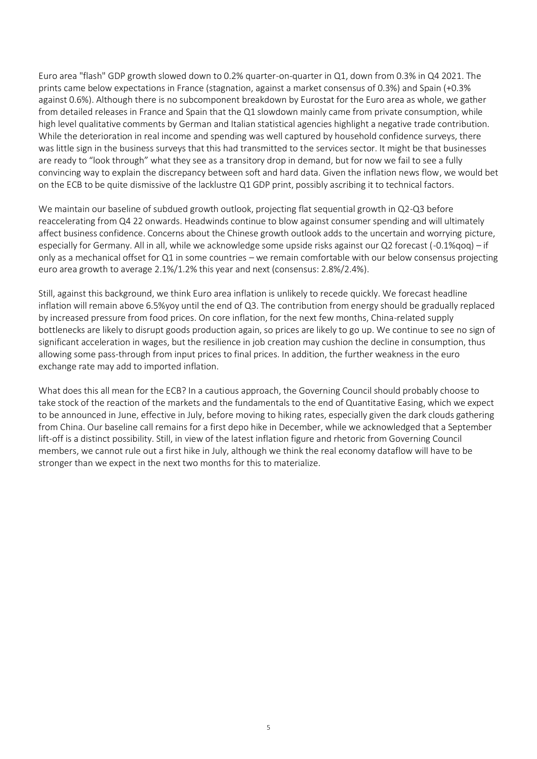Euro area "flash" GDP growth slowed down to 0.2% quarter-on-quarter in Q1, down from 0.3% in Q4 2021. The prints came below expectations in France (stagnation, against a market consensus of 0.3%) and Spain (+0.3% against 0.6%). Although there is no subcomponent breakdown by Eurostat for the Euro area as whole, we gather from detailed releases in France and Spain that the Q1 slowdown mainly came from private consumption, while high level qualitative comments by German and Italian statistical agencies highlight a negative trade contribution. While the deterioration in real income and spending was well captured by household confidence surveys, there was little sign in the business surveys that this had transmitted to the services sector. It might be that businesses are ready to "look through" what they see as a transitory drop in demand, but for now we fail to see a fully convincing way to explain the discrepancy between soft and hard data. Given the inflation news flow, we would bet on the ECB to be quite dismissive of the lacklustre Q1 GDP print, possibly ascribing it to technical factors.

We maintain our baseline of subdued growth outlook, projecting flat sequential growth in Q2-Q3 before reaccelerating from Q4 22 onwards. Headwinds continue to blow against consumer spending and will ultimately affect business confidence. Concerns about the Chinese growth outlook adds to the uncertain and worrying picture, especially for Germany. All in all, while we acknowledge some upside risks against our Q2 forecast (-0.1%qoq) – if only as a mechanical offset for Q1 in some countries – we remain comfortable with our below consensus projecting euro area growth to average 2.1%/1.2% this year and next (consensus: 2.8%/2.4%).

Still, against this background, we think Euro area inflation is unlikely to recede quickly. We forecast headline inflation will remain above 6.5%yoy until the end of Q3. The contribution from energy should be gradually replaced by increased pressure from food prices. On core inflation, for the next few months, China-related supply bottlenecks are likely to disrupt goods production again, so prices are likely to go up. We continue to see no sign of significant acceleration in wages, but the resilience in job creation may cushion the decline in consumption, thus allowing some pass-through from input prices to final prices. In addition, the further weakness in the euro exchange rate may add to imported inflation.

What does this all mean for the ECB? In a cautious approach, the Governing Council should probably choose to take stock of the reaction of the markets and the fundamentals to the end of Quantitative Easing, which we expect to be announced in June, effective in July, before moving to hiking rates, especially given the dark clouds gathering from China. Our baseline call remains for a first depo hike in December, while we acknowledged that a September lift-off is a distinct possibility. Still, in view of the latest inflation figure and rhetoric from Governing Council members, we cannot rule out a first hike in July, although we think the real economy dataflow will have to be stronger than we expect in the next two months for this to materialize.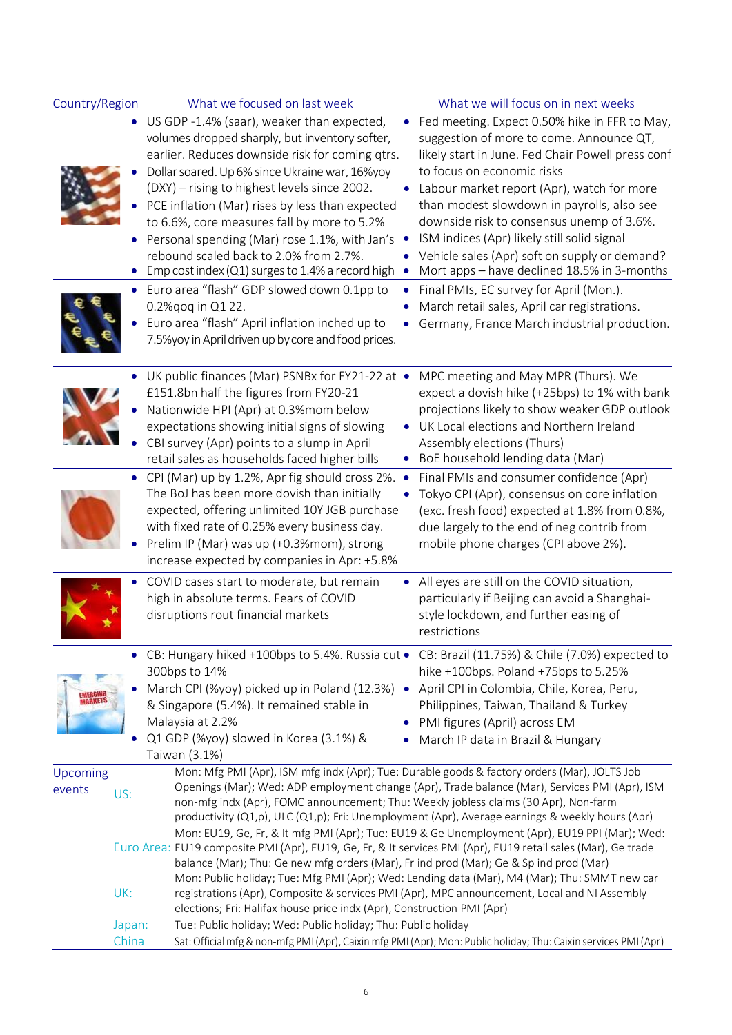| Country/Region | What we focused on last week | What we will focus on in next weeks |
|---|---|---|
| US | • US GDP -1.4% (saar), weaker than expected, volumes dropped sharply, but inventory softer, earlier. Reduces downside risk for coming qtrs.<br>• Dollar soared. Up 6% since Ukraine war, 16%yoy (DXY) – rising to highest levels since 2002.<br>• PCE inflation (Mar) rises by less than expected to 6.6%, core measures fall by more to 5.2%<br>• Personal spending (Mar) rose 1.1%, with Jan's rebound scaled back to 2.0% from 2.7%.<br>• Emp cost index (Q1) surges to 1.4% a record high | • Fed meeting. Expect 0.50% hike in FFR to May, suggestion of more to come. Announce QT, likely start in June. Fed Chair Powell press conf to focus on economic risks<br>• Labour market report (Apr), watch for more than modest slowdown in payrolls, also see downside risk to consensus unemp of 3.6%.<br>• ISM indices (Apr) likely still solid signal<br>• Vehicle sales (Apr) soft on supply or demand?<br>• Mort apps – have declined 18.5% in 3-months |
| Euro Area | • Euro area "flash" GDP slowed down 0.1pp to 0.2%qoq in Q1 22.<br>• Euro area "flash" April inflation inched up to 7.5%yoy in April driven up by core and food prices. | • Final PMIs, EC survey for April (Mon.).<br>• March retail sales, April car registrations.<br>• Germany, France March industrial production. |
| UK | • UK public finances (Mar) PSNBx for FY21-22 at £151.8bn half the figures from FY20-21<br>• Nationwide HPI (Apr) at 0.3%mom below expectations showing initial signs of slowing<br>• CBI survey (Apr) points to a slump in April retail sales as households faced higher bills | • MPC meeting and May MPR (Thurs). We expect a dovish hike (+25bps) to 1% with bank projections likely to show weaker GDP outlook<br>• UK Local elections and Northern Ireland Assembly elections (Thurs)<br>• BoE household lending data (Mar) |
| Japan | • CPI (Mar) up by 1.2%, Apr fig should cross 2%. The BoJ has been more dovish than initially expected, offering unlimited 10Y JGB purchase with fixed rate of 0.25% every business day.<br>• Prelim IP (Mar) was up (+0.3%mom), strong increase expected by companies in Apr: +5.8% | • Final PMIs and consumer confidence (Apr)<br>• Tokyo CPI (Apr), consensus on core inflation (exc. fresh food) expected at 1.8% from 0.8%, due largely to the end of neg contrib from mobile phone charges (CPI above 2%). |
| China | • COVID cases start to moderate, but remain high in absolute terms. Fears of COVID disruptions rout financial markets | • All eyes are still on the COVID situation, particularly if Beijing can avoid a Shanghai-style lockdown, and further easing of restrictions |
| Emerging Markets | • CB: Hungary hiked +100bps to 5.4%. Russia cut 300bps to 14%<br>• March CPI (%yoy) picked up in Poland (12.3%) & Singapore (5.4%). It remained stable in Malaysia at 2.2%<br>• Q1 GDP (%yoy) slowed in Korea (3.1%) & Taiwan (3.1%) | • CB: Brazil (11.75%) & Chile (7.0%) expected to hike +100bps. Poland +75bps to 5.25%<br>• April CPI in Colombia, Chile, Korea, Peru, Philippines, Taiwan, Thailand & Turkey<br>• PMI figures (April) across EM<br>• March IP data in Brazil & Hungary |

| Upcoming events | | |
|---|---|---|
| | US: | Mon: Mfg PMI (Apr), ISM mfg indx (Apr); Tue: Durable goods & factory orders (Mar), JOLTS Job Openings (Mar); Wed: ADP employment change (Apr), Trade balance (Mar), Services PMI (Apr), ISM non-mfg indx (Apr), FOMC announcement; Thu: Weekly jobless claims (30 Apr), Non-farm productivity (Q1,p), ULC (Q1,p); Fri: Unemployment (Apr), Average earnings & weekly hours (Apr) |
| | Euro Area: | Mon: EU19, Ge, Fr, & It mfg PMI (Apr); Tue: EU19 & Ge Unemployment (Apr), EU19 PPI (Mar); Wed: EU19 composite PMI (Apr), EU19, Ge, Fr, & It services PMI (Apr), EU19 retail sales (Mar), Ge trade balance (Mar); Thu: Ge new mfg orders (Mar), Fr ind prod (Mar); Ge & Sp ind prod (Mar) |
| | UK: | Mon: Public holiday; Tue: Mfg PMI (Apr); Wed: Lending data (Mar), M4 (Mar); Thu: SMMT new car registrations (Apr), Composite & services PMI (Apr), MPC announcement, Local and NI Assembly elections; Fri: Halifax house price indx (Apr), Construction PMI (Apr) |
| | Japan: | Tue: Public holiday; Wed: Public holiday; Thu: Public holiday |
| | China | Sat: Official mfg & non-mfg PMI (Apr), Caixin mfg PMI (Apr); Mon: Public holiday; Thu: Caixin services PMI (Apr) |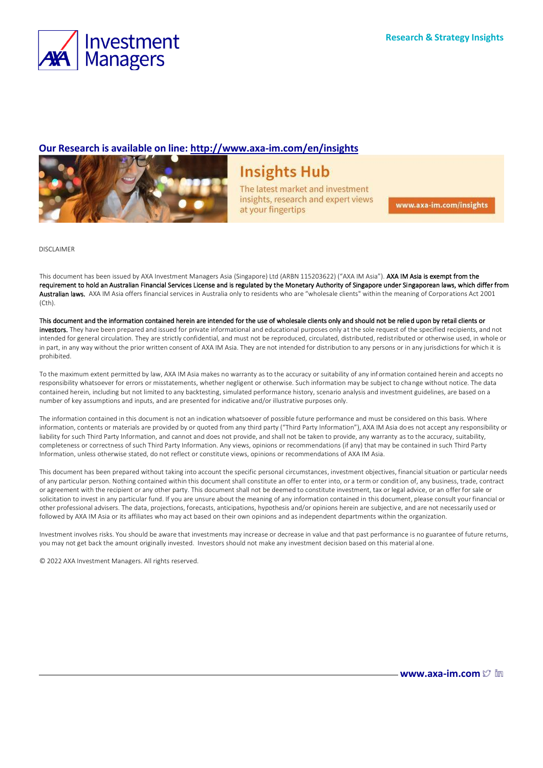**Our Research is available on line: http://www.axa-im.com/en/insights**

Insights Hub

The latest market and investment insights, research and expert views at your fingertips

www.axa-im.com/insights

DISCLAIMER

This document has been issued by AXA Investment Managers Asia (Singapore) Ltd (ARBN 115203622) ("AXA IM Asia"). **AXA IM Asia is exempt from the requirement to hold an Australian Financial Services License and is regulated by the Monetary Authority of Singapore under Singaporean laws, which differ from Australian laws.** AXA IM Asia offers financial services in Australia only to residents who are "wholesale clients" within the meaning of Corporations Act 2001 (Cth).

**This document and the information contained herein are intended for the use of wholesale clients only and should not be relied upon by retail clients or investors.** They have been prepared and issued for private informational and educational purposes only at the sole request of the specified recipients, and not intended for general circulation. They are strictly confidential, and must not be reproduced, circulated, distributed, redistributed or otherwise used, in whole or in part, in any way without the prior written consent of AXA IM Asia. They are not intended for distribution to any persons or in any jurisdictions for which it is prohibited.

To the maximum extent permitted by law, AXA IM Asia makes no warranty as to the accuracy or suitability of any information contained herein and accepts no responsibility whatsoever for errors or misstatements, whether negligent or otherwise. Such information may be subject to change without notice. The data contained herein, including but not limited to any backtesting, simulated performance history, scenario analysis and investment guidelines, are based on a number of key assumptions and inputs, and are presented for indicative and/or illustrative purposes only.

The information contained in this document is not an indication whatsoever of possible future performance and must be considered on this basis. Where information, contents or materials are provided by or quoted from any third party ("Third Party Information"), AXA IM Asia does not accept any responsibility or liability for such Third Party Information, and cannot and does not provide, and shall not be taken to provide, any warranty as to the accuracy, suitability, completeness or correctness of such Third Party Information. Any views, opinions or recommendations (if any) that may be contained in such Third Party Information, unless otherwise stated, do not reflect or constitute views, opinions or recommendations of AXA IM Asia.

This document has been prepared without taking into account the specific personal circumstances, investment objectives, financial situation or particular needs of any particular person. Nothing contained within this document shall constitute an offer to enter into, or a term or condition of, any business, trade, contract or agreement with the recipient or any other party. This document shall not be deemed to constitute investment, tax or legal advice, or an offer for sale or solicitation to invest in any particular fund. If you are unsure about the meaning of any information contained in this document, please consult your financial or other professional advisers. The data, projections, forecasts, anticipations, hypothesis and/or opinions herein are subjective, and are not necessarily used or followed by AXA IM Asia or its affiliates who may act based on their own opinions and as independent departments within the organization.

Investment involves risks. You should be aware that investments may increase or decrease in value and that past performance is no guarantee of future returns, you may not get back the amount originally invested. Investors should not make any investment decision based on this material alone.

© 2022 AXA Investment Managers. All rights reserved.